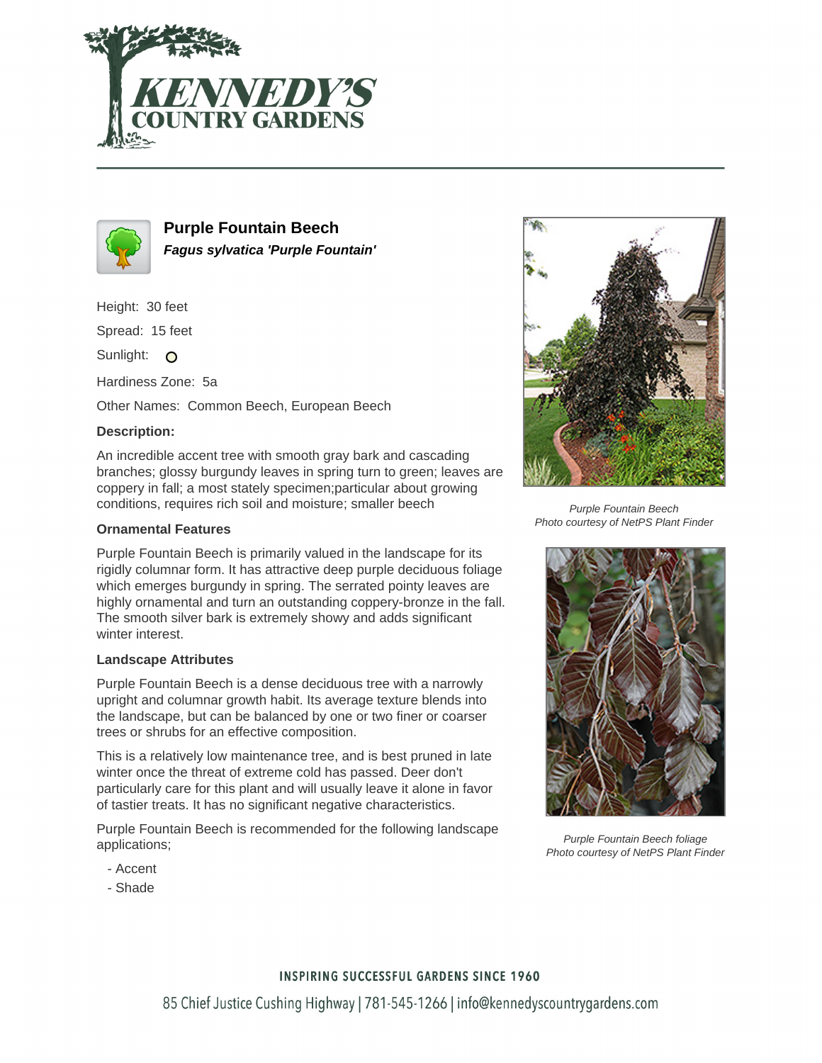# Purple Fountain Beech

***Fagus sylvatica 'Purple Fountain'***

Height: 30 feet

Spread: 15 feet

Sunlight: O

Hardiness Zone: 5a

Other Names: Common Beech, European Beech

**Description:**

An incredible accent tree with smooth gray bark and cascading branches; glossy burgundy leaves in spring turn to green; leaves are coppery in fall; a most stately specimen;particular about growing conditions, requires rich soil and moisture; smaller beech

### Ornamental Features

Purple Fountain Beech is primarily valued in the landscape for its rigidly columnar form. It has attractive deep purple deciduous foliage which emerges burgundy in spring. The serrated pointy leaves are highly ornamental and turn an outstanding coppery-bronze in the fall. The smooth silver bark is extremely showy and adds significant winter interest.

### Landscape Attributes

Purple Fountain Beech is a dense deciduous tree with a narrowly upright and columnar growth habit. Its average texture blends into the landscape, but can be balanced by one or two finer or coarser trees or shrubs for an effective composition.

This is a relatively low maintenance tree, and is best pruned in late winter once the threat of extreme cold has passed. Deer don't particularly care for this plant and will usually leave it alone in favor of tastier treats. It has no significant negative characteristics.

Purple Fountain Beech is recommended for the following landscape applications;

- Accent
- Shade

*Purple Fountain Beech*
*Photo courtesy of NetPS Plant Finder*

*Purple Fountain Beech foliage*
*Photo courtesy of NetPS Plant Finder*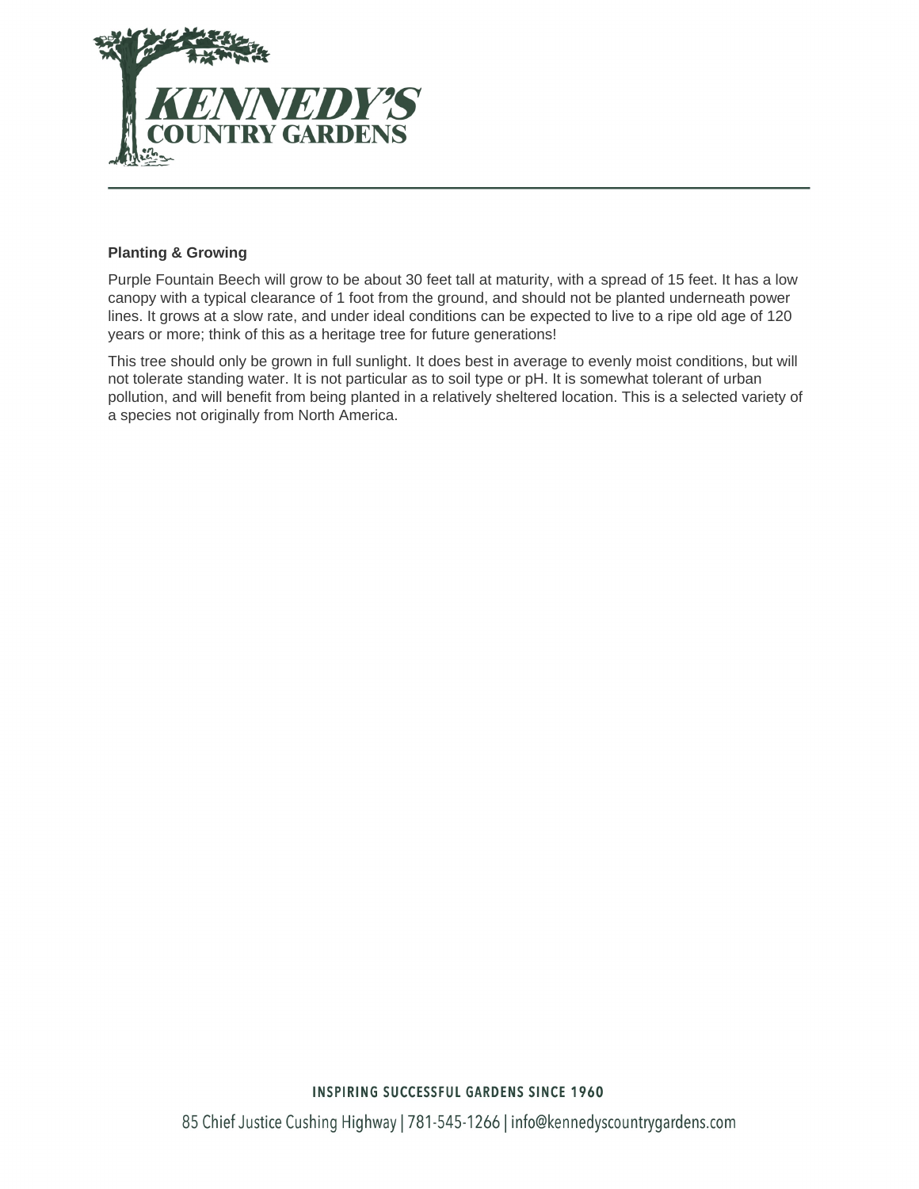**Planting & Growing**

Purple Fountain Beech will grow to be about 30 feet tall at maturity, with a spread of 15 feet. It has a low canopy with a typical clearance of 1 foot from the ground, and should not be planted underneath power lines. It grows at a slow rate, and under ideal conditions can be expected to live to a ripe old age of 120 years or more; think of this as a heritage tree for future generations!

This tree should only be grown in full sunlight. It does best in average to evenly moist conditions, but will not tolerate standing water. It is not particular as to soil type or pH. It is somewhat tolerant of urban pollution, and will benefit from being planted in a relatively sheltered location. This is a selected variety of a species not originally from North America.